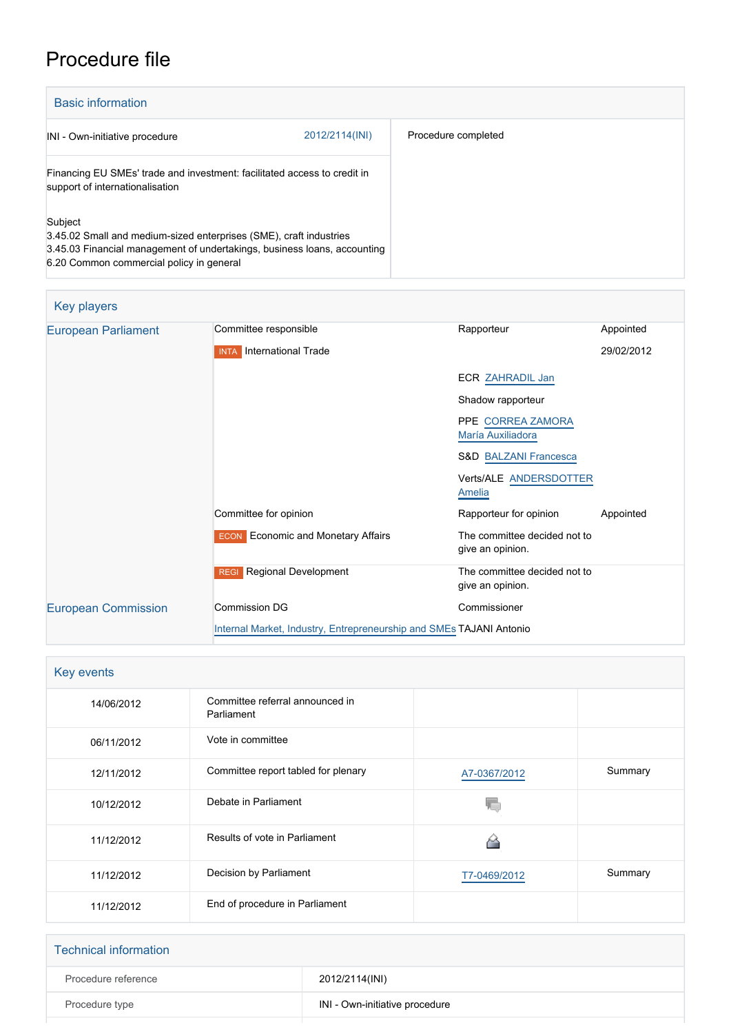# Procedure file

## Basic information

| | |
|---|---|
| INI - Own-initiative procedure 2012/2114(INI) | Procedure completed |
| Financing EU SMEs' trade and investment: facilitated access to credit in support of internationalisation | |
| Subject<br>3.45.02 Small and medium-sized enterprises (SME), craft industries<br>3.45.03 Financial management of undertakings, business loans, accounting<br>6.20 Common commercial policy in general | |

## Key players

| | | | |
|---|---|---|---|
| European Parliament | Committee responsible | Rapporteur | Appointed |
| | INTA International Trade | | 29/02/2012 |
| | | ECR ZAHRADIL Jan | |
| | | Shadow rapporteur | |
| | | PPE CORREA ZAMORA María Auxiliadora | |
| | | S&D BALZANI Francesca | |
| | | Verts/ALE ANDERSDOTTER Amelia | |
| | Committee for opinion | Rapporteur for opinion | Appointed |
| | ECON Economic and Monetary Affairs | The committee decided not to give an opinion. | |
| | REGI Regional Development | The committee decided not to give an opinion. | |
| European Commission | Commission DG | Commissioner | |
| | Internal Market, Industry, Entrepreneurship and SMEs | TAJANI Antonio | |

## Key events

| | | | |
|---|---|---|---|
| 14/06/2012 | Committee referral announced in Parliament | | |
| 06/11/2012 | Vote in committee | | |
| 12/11/2012 | Committee report tabled for plenary | A7-0367/2012 | Summary |
| 10/12/2012 | Debate in Parliament | | |
| 11/12/2012 | Results of vote in Parliament | | |
| 11/12/2012 | Decision by Parliament | T7-0469/2012 | Summary |
| 11/12/2012 | End of procedure in Parliament | | |

## Technical information

| | |
|---|---|
| Procedure reference | 2012/2114(INI) |
| Procedure type | INI - Own-initiative procedure |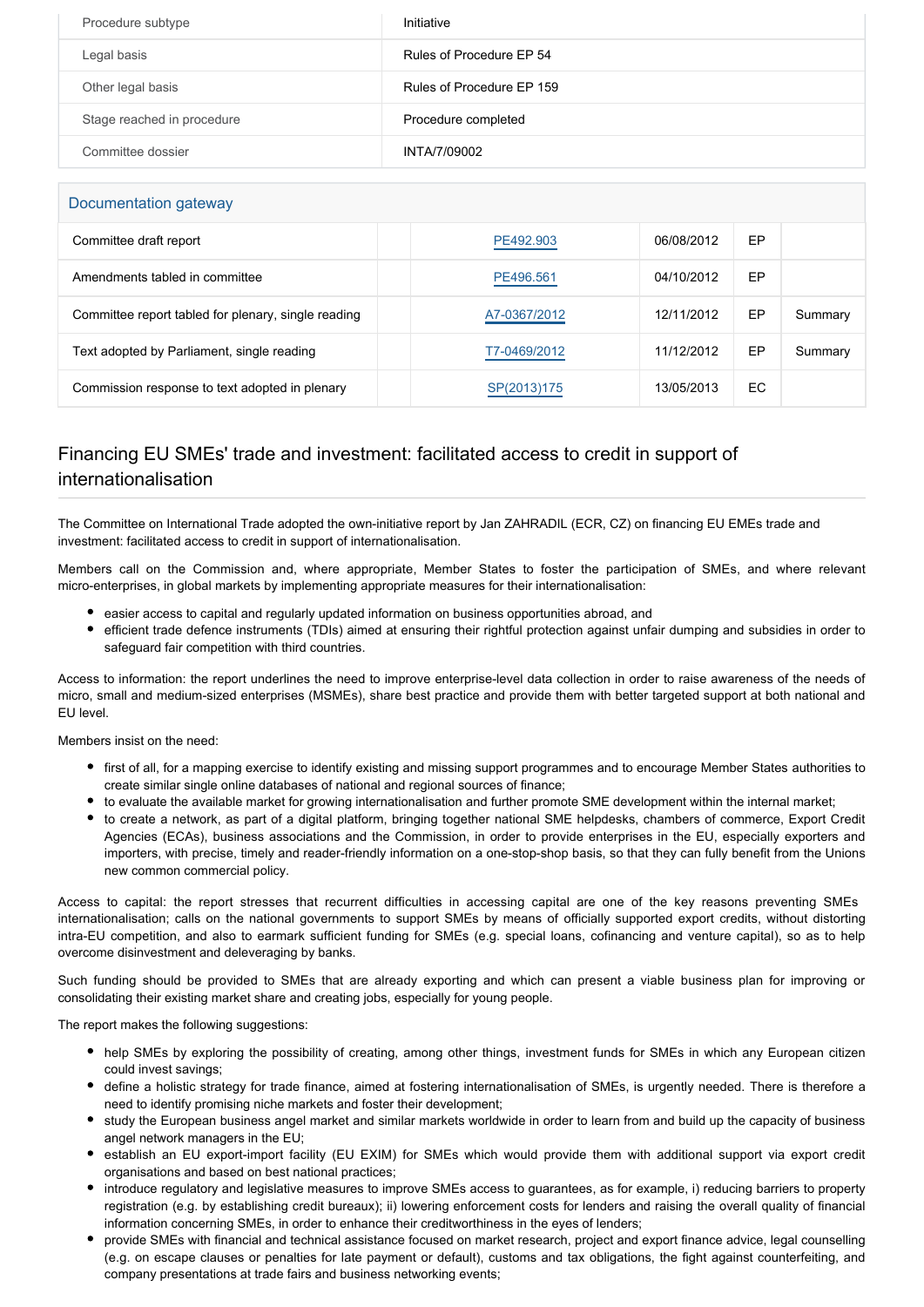| Procedure subtype | Initiative |
|---|---|
| Legal basis | Rules of Procedure EP 54 |
| Other legal basis | Rules of Procedure EP 159 |
| Stage reached in procedure | Procedure completed |
| Committee dossier | INTA/7/09002 |

## Documentation gateway

| | | | | | |
|---|---|---|---|---|---|
| Committee draft report | | PE492.903 | 06/08/2012 | EP | |
| Amendments tabled in committee | | PE496.561 | 04/10/2012 | EP | |
| Committee report tabled for plenary, single reading | | A7-0367/2012 | 12/11/2012 | EP | Summary |
| Text adopted by Parliament, single reading | | T7-0469/2012 | 11/12/2012 | EP | Summary |
| Commission response to text adopted in plenary | | SP(2013)175 | 13/05/2013 | EC | |

## Financing EU SMEs' trade and investment: facilitated access to credit in support of internationalisation

The Committee on International Trade adopted the own-initiative report by Jan ZAHRADIL (ECR, CZ) on financing EU EMEs trade and investment: facilitated access to credit in support of internationalisation.

Members call on the Commission and, where appropriate, Member States to foster the participation of SMEs, and where relevant micro-enterprises, in global markets by implementing appropriate measures for their internationalisation:

- easier access to capital and regularly updated information on business opportunities abroad, and
- efficient trade defence instruments (TDIs) aimed at ensuring their rightful protection against unfair dumping and subsidies in order to safeguard fair competition with third countries.

Access to information: the report underlines the need to improve enterprise-level data collection in order to raise awareness of the needs of micro, small and medium-sized enterprises (MSMEs), share best practice and provide them with better targeted support at both national and EU level.

Members insist on the need:

- first of all, for a mapping exercise to identify existing and missing support programmes and to encourage Member States authorities to create similar single online databases of national and regional sources of finance;
- to evaluate the available market for growing internationalisation and further promote SME development within the internal market;
- to create a network, as part of a digital platform, bringing together national SME helpdesks, chambers of commerce, Export Credit Agencies (ECAs), business associations and the Commission, in order to provide enterprises in the EU, especially exporters and importers, with precise, timely and reader-friendly information on a one-stop-shop basis, so that they can fully benefit from the Unions new common commercial policy.

Access to capital: the report stresses that recurrent difficulties in accessing capital are one of the key reasons preventing SMEs internationalisation; calls on the national governments to support SMEs by means of officially supported export credits, without distorting intra-EU competition, and also to earmark sufficient funding for SMEs (e.g. special loans, cofinancing and venture capital), so as to help overcome disinvestment and deleveraging by banks.

Such funding should be provided to SMEs that are already exporting and which can present a viable business plan for improving or consolidating their existing market share and creating jobs, especially for young people.

The report makes the following suggestions:

- help SMEs by exploring the possibility of creating, among other things, investment funds for SMEs in which any European citizen could invest savings;
- define a holistic strategy for trade finance, aimed at fostering internationalisation of SMEs, is urgently needed. There is therefore a need to identify promising niche markets and foster their development;
- study the European business angel market and similar markets worldwide in order to learn from and build up the capacity of business angel network managers in the EU;
- establish an EU export-import facility (EU EXIM) for SMEs which would provide them with additional support via export credit organisations and based on best national practices;
- introduce regulatory and legislative measures to improve SMEs access to guarantees, as for example, i) reducing barriers to property registration (e.g. by establishing credit bureaux); ii) lowering enforcement costs for lenders and raising the overall quality of financial information concerning SMEs, in order to enhance their creditworthiness in the eyes of lenders;
- provide SMEs with financial and technical assistance focused on market research, project and export finance advice, legal counselling (e.g. on escape clauses or penalties for late payment or default), customs and tax obligations, the fight against counterfeiting, and company presentations at trade fairs and business networking events;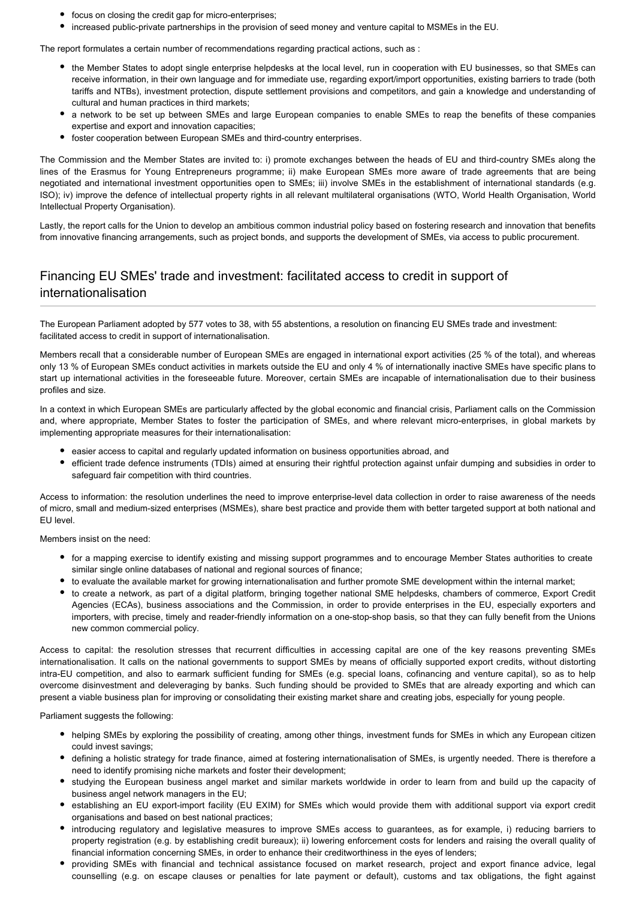- focus on closing the credit gap for micro-enterprises;
- increased public-private partnerships in the provision of seed money and venture capital to MSMEs in the EU.

The report formulates a certain number of recommendations regarding practical actions, such as :

- the Member States to adopt single enterprise helpdesks at the local level, run in cooperation with EU businesses, so that SMEs can receive information, in their own language and for immediate use, regarding export/import opportunities, existing barriers to trade (both tariffs and NTBs), investment protection, dispute settlement provisions and competitors, and gain a knowledge and understanding of cultural and human practices in third markets;
- a network to be set up between SMEs and large European companies to enable SMEs to reap the benefits of these companies expertise and export and innovation capacities;
- foster cooperation between European SMEs and third-country enterprises.

The Commission and the Member States are invited to: i) promote exchanges between the heads of EU and third-country SMEs along the lines of the Erasmus for Young Entrepreneurs programme; ii) make European SMEs more aware of trade agreements that are being negotiated and international investment opportunities open to SMEs; iii) involve SMEs in the establishment of international standards (e.g. ISO); iv) improve the defence of intellectual property rights in all relevant multilateral organisations (WTO, World Health Organisation, World Intellectual Property Organisation).

Lastly, the report calls for the Union to develop an ambitious common industrial policy based on fostering research and innovation that benefits from innovative financing arrangements, such as project bonds, and supports the development of SMEs, via access to public procurement.

## Financing EU SMEs' trade and investment: facilitated access to credit in support of internationalisation

The European Parliament adopted by 577 votes to 38, with 55 abstentions, a resolution on financing EU SMEs trade and investment: facilitated access to credit in support of internationalisation.

Members recall that a considerable number of European SMEs are engaged in international export activities (25 % of the total), and whereas only 13 % of European SMEs conduct activities in markets outside the EU and only 4 % of internationally inactive SMEs have specific plans to start up international activities in the foreseeable future. Moreover, certain SMEs are incapable of internationalisation due to their business profiles and size.

In a context in which European SMEs are particularly affected by the global economic and financial crisis, Parliament calls on the Commission and, where appropriate, Member States to foster the participation of SMEs, and where relevant micro-enterprises, in global markets by implementing appropriate measures for their internationalisation:

- easier access to capital and regularly updated information on business opportunities abroad, and
- efficient trade defence instruments (TDIs) aimed at ensuring their rightful protection against unfair dumping and subsidies in order to safeguard fair competition with third countries.

Access to information: the resolution underlines the need to improve enterprise-level data collection in order to raise awareness of the needs of micro, small and medium-sized enterprises (MSMEs), share best practice and provide them with better targeted support at both national and EU level.

Members insist on the need:

- for a mapping exercise to identify existing and missing support programmes and to encourage Member States authorities to create similar single online databases of national and regional sources of finance;
- to evaluate the available market for growing internationalisation and further promote SME development within the internal market;
- to create a network, as part of a digital platform, bringing together national SME helpdesks, chambers of commerce, Export Credit Agencies (ECAs), business associations and the Commission, in order to provide enterprises in the EU, especially exporters and importers, with precise, timely and reader-friendly information on a one-stop-shop basis, so that they can fully benefit from the Unions new common commercial policy.

Access to capital: the resolution stresses that recurrent difficulties in accessing capital are one of the key reasons preventing SMEs internationalisation. It calls on the national governments to support SMEs by means of officially supported export credits, without distorting intra-EU competition, and also to earmark sufficient funding for SMEs (e.g. special loans, cofinancing and venture capital), so as to help overcome disinvestment and deleveraging by banks. Such funding should be provided to SMEs that are already exporting and which can present a viable business plan for improving or consolidating their existing market share and creating jobs, especially for young people.

Parliament suggests the following:

- helping SMEs by exploring the possibility of creating, among other things, investment funds for SMEs in which any European citizen could invest savings;
- defining a holistic strategy for trade finance, aimed at fostering internationalisation of SMEs, is urgently needed. There is therefore a need to identify promising niche markets and foster their development;
- studying the European business angel market and similar markets worldwide in order to learn from and build up the capacity of business angel network managers in the EU;
- establishing an EU export-import facility (EU EXIM) for SMEs which would provide them with additional support via export credit organisations and based on best national practices;
- introducing regulatory and legislative measures to improve SMEs access to guarantees, as for example, i) reducing barriers to property registration (e.g. by establishing credit bureaux); ii) lowering enforcement costs for lenders and raising the overall quality of financial information concerning SMEs, in order to enhance their creditworthiness in the eyes of lenders;
- providing SMEs with financial and technical assistance focused on market research, project and export finance advice, legal counselling (e.g. on escape clauses or penalties for late payment or default), customs and tax obligations, the fight against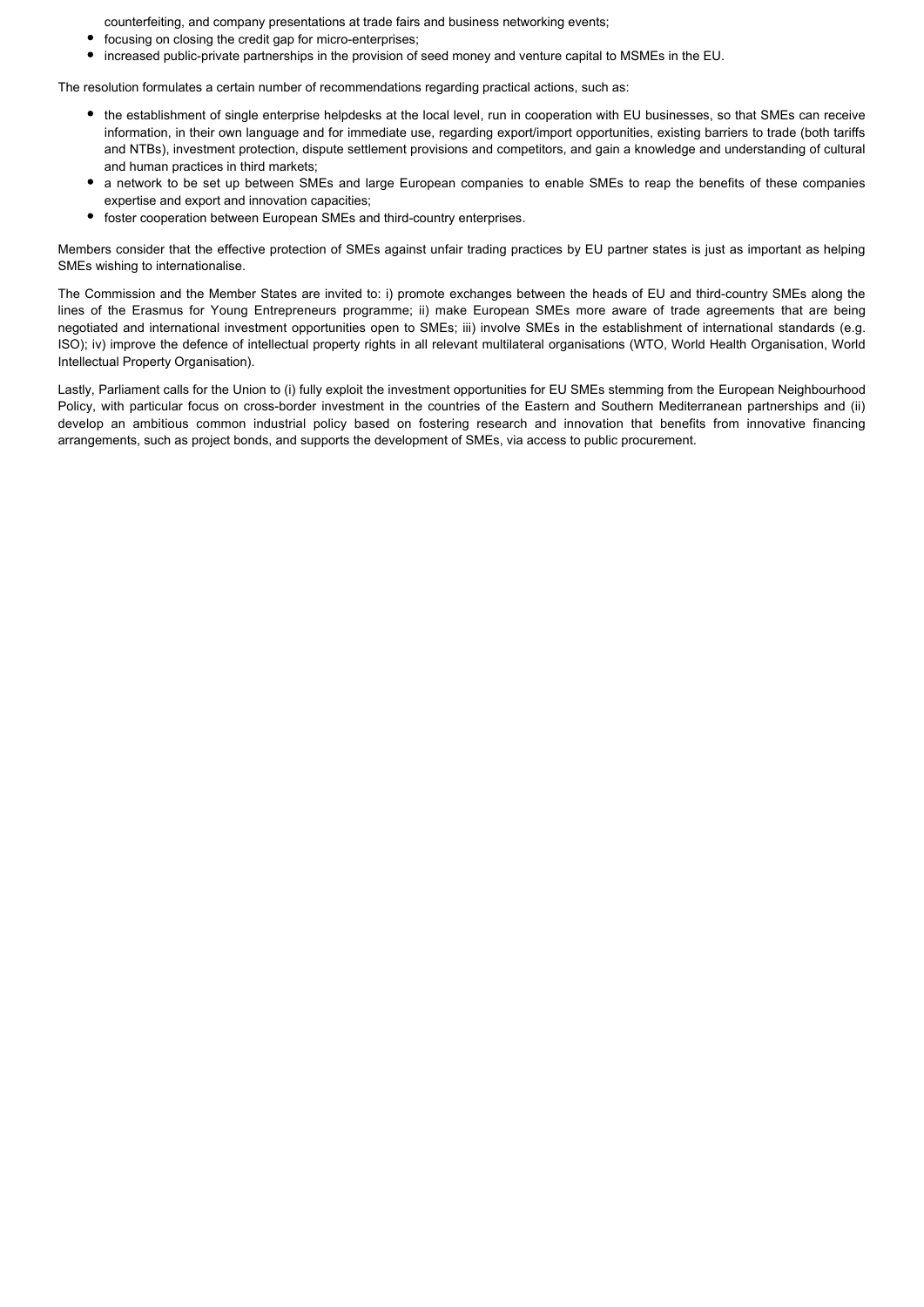counterfeiting, and company presentations at trade fairs and business networking events;

- focusing on closing the credit gap for micro-enterprises;
- increased public-private partnerships in the provision of seed money and venture capital to MSMEs in the EU.

The resolution formulates a certain number of recommendations regarding practical actions, such as:

- the establishment of single enterprise helpdesks at the local level, run in cooperation with EU businesses, so that SMEs can receive information, in their own language and for immediate use, regarding export/import opportunities, existing barriers to trade (both tariffs and NTBs), investment protection, dispute settlement provisions and competitors, and gain a knowledge and understanding of cultural and human practices in third markets;
- a network to be set up between SMEs and large European companies to enable SMEs to reap the benefits of these companies expertise and export and innovation capacities;
- foster cooperation between European SMEs and third-country enterprises.

Members consider that the effective protection of SMEs against unfair trading practices by EU partner states is just as important as helping SMEs wishing to internationalise.

The Commission and the Member States are invited to: i) promote exchanges between the heads of EU and third-country SMEs along the lines of the Erasmus for Young Entrepreneurs programme; ii) make European SMEs more aware of trade agreements that are being negotiated and international investment opportunities open to SMEs; iii) involve SMEs in the establishment of international standards (e.g. ISO); iv) improve the defence of intellectual property rights in all relevant multilateral organisations (WTO, World Health Organisation, World Intellectual Property Organisation).

Lastly, Parliament calls for the Union to (i) fully exploit the investment opportunities for EU SMEs stemming from the European Neighbourhood Policy, with particular focus on cross-border investment in the countries of the Eastern and Southern Mediterranean partnerships and (ii) develop an ambitious common industrial policy based on fostering research and innovation that benefits from innovative financing arrangements, such as project bonds, and supports the development of SMEs, via access to public procurement.